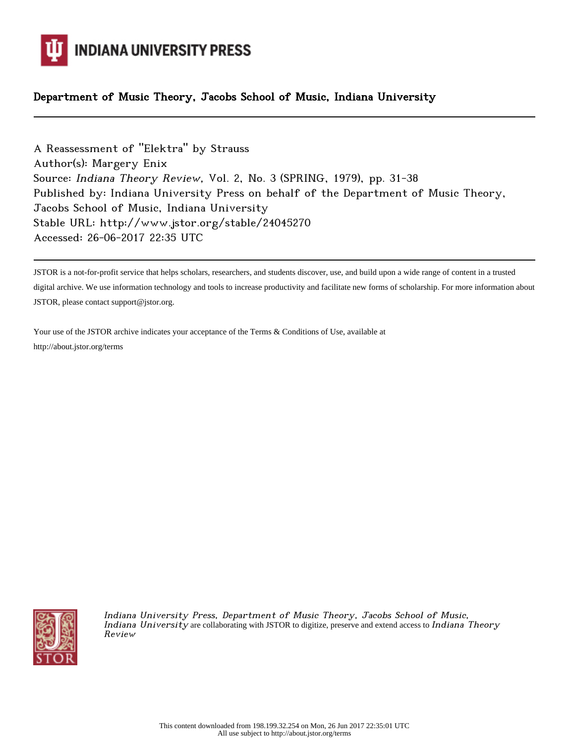INDIANA UNIVERSITY PRESS

Department of Music Theory, Jacobs School of Music, Indiana University

---

A Reassessment of "Elektra" by Strauss
Author(s): Margery Enix
Source: *Indiana Theory Review*, Vol. 2, No. 3 (SPRING, 1979), pp. 31-38
Published by: Indiana University Press on behalf of the Department of Music Theory, Jacobs School of Music, Indiana University
Stable URL: http://www.jstor.org/stable/24045270
Accessed: 26-06-2017 22:35 UTC

---

JSTOR is a not-for-profit service that helps scholars, researchers, and students discover, use, and build upon a wide range of content in a trusted digital archive. We use information technology and tools to increase productivity and facilitate new forms of scholarship. For more information about JSTOR, please contact support@jstor.org.

Your use of the JSTOR archive indicates your acceptance of the Terms & Conditions of Use, available at http://about.jstor.org/terms

*Indiana University Press, Department of Music Theory, Jacobs School of Music, Indiana University* are collaborating with JSTOR to digitize, preserve and extend access to *Indiana Theory Review*

This content downloaded from 198.199.32.254 on Mon, 26 Jun 2017 22:35:01 UTC
All use subject to http://about.jstor.org/terms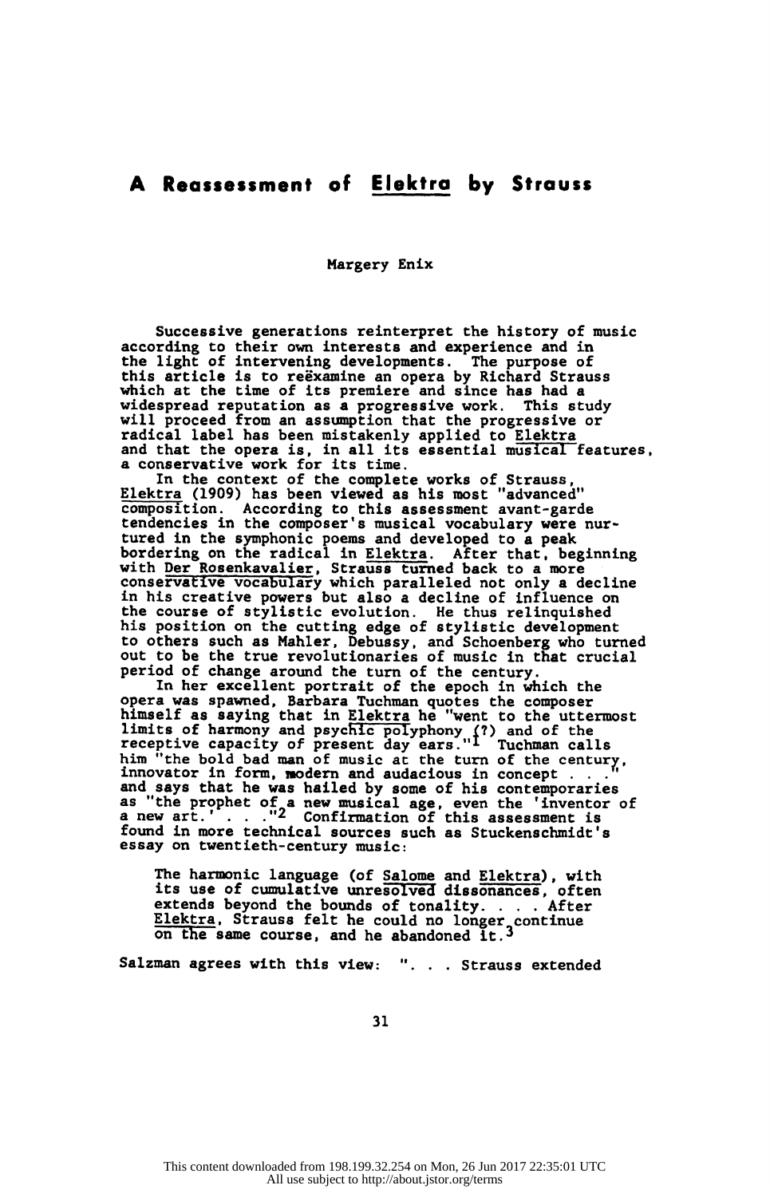# A Reassessment of Elektra by Strauss

Margery Enix

Successive generations reinterpret the history of music according to their own interests and experience and in the light of intervening developments. The purpose of this article is to reëxamine an opera by Richard Strauss which at the time of its premiere and since has had a widespread reputation as a progressive work. This study will proceed from an assumption that the progressive or radical label has been mistakenly applied to Elektra and that the opera is, in all its essential musical features, a conservative work for its time.

In the context of the complete works of Strauss, Elektra (1909) has been viewed as his most "advanced" composition. According to this assessment avant-garde tendencies in the composer's musical vocabulary were nurtured in the symphonic poems and developed to a peak bordering on the radical in Elektra. After that, beginning with Der Rosenkavalier, Strauss turned back to a more conservative vocabulary which paralleled not only a decline in his creative powers but also a decline of influence on the course of stylistic evolution. He thus relinquished his position on the cutting edge of stylistic development to others such as Mahler, Debussy, and Schoenberg who turned out to be the true revolutionaries of music in that crucial period of change around the turn of the century.

In her excellent portrait of the epoch in which the opera was spawned, Barbara Tuchman quotes the composer himself as saying that in Elektra he "went to the uttermost limits of harmony and psychic polyphony (?) and of the receptive capacity of present day ears."[1] Tuchman calls him "the bold bad man of music at the turn of the century, innovator in form, modern and audacious in concept . . ." and says that he was hailed by some of his contemporaries as "the prophet of a new musical age, even the 'inventor of a new art.' . . ."[2] Confirmation of this assessment is found in more technical sources such as Stuckenschmidt's essay on twentieth-century music:

> The harmonic language (of Salome and Elektra), with its use of cumulative unresolved dissonances, often extends beyond the bounds of tonality. . . . After Elektra, Strauss felt he could no longer continue on the same course, and he abandoned it.[3]

Salzman agrees with this view: ". . . Strauss extended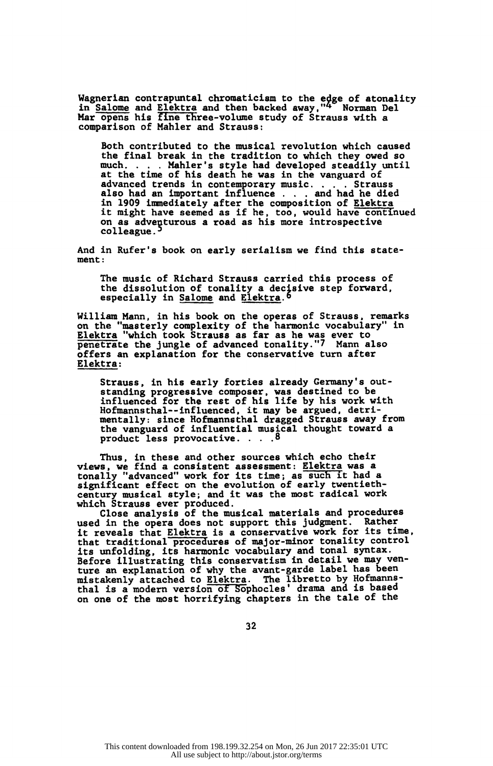Wagnerian contrapuntal chromaticism to the edge of atonality in *Salome* and *Elektra* and then backed away."[4] Norman Del Mar opens his fine three-volume study of Strauss with a comparison of Mahler and Strauss:

> Both contributed to the musical revolution which caused the final break in the tradition to which they owed so much. . . . Mahler's style had developed steadily until at the time of his death he was in the vanguard of advanced trends in contemporary music. . . . Strauss also had an important influence . . . and had he died in 1909 immediately after the composition of *Elektra* it might have seemed as if he, too, would have continued on as adventurous a road as his more introspective colleague.[5]

And in Rufer's book on early serialism we find this statement:

> The music of Richard Strauss carried this process of the dissolution of tonality a decisive step forward, especially in *Salome* and *Elektra*.[6]

William Mann, in his book on the operas of Strauss, remarks on the "masterly complexity of the harmonic vocabulary" in *Elektra* "which took Strauss as far as he was ever to penetrate the jungle of advanced tonality."[7] Mann also offers an explanation for the conservative turn after *Elektra*:

> Strauss, in his early forties already Germany's outstanding progressive composer, was destined to be influenced for the rest of his life by his work with Hofmannsthal--influenced, it may be argued, detrimentally: since Hofmannsthal dragged Strauss away from the vanguard of influential musical thought toward a product less provocative. . . .[8]

Thus, in these and other sources which echo their views, we find a consistent assessment: *Elektra* was a tonally "advanced" work for its time; as such it had a significant effect on the evolution of early twentieth-century musical style; and it was the most radical work which Strauss ever produced.

Close analysis of the musical materials and procedures used in the opera does not support this judgment. Rather it reveals that *Elektra* is a conservative work for its time, that traditional procedures of major-minor tonality control its unfolding, its harmonic vocabulary and tonal syntax. Before illustrating this conservatism in detail we may venture an explanation of why the avant-garde label has been mistakenly attached to *Elektra*. The libretto by Hofmannsthal is a modern version of Sophocles' drama and is based on one of the most horrifying chapters in the tale of the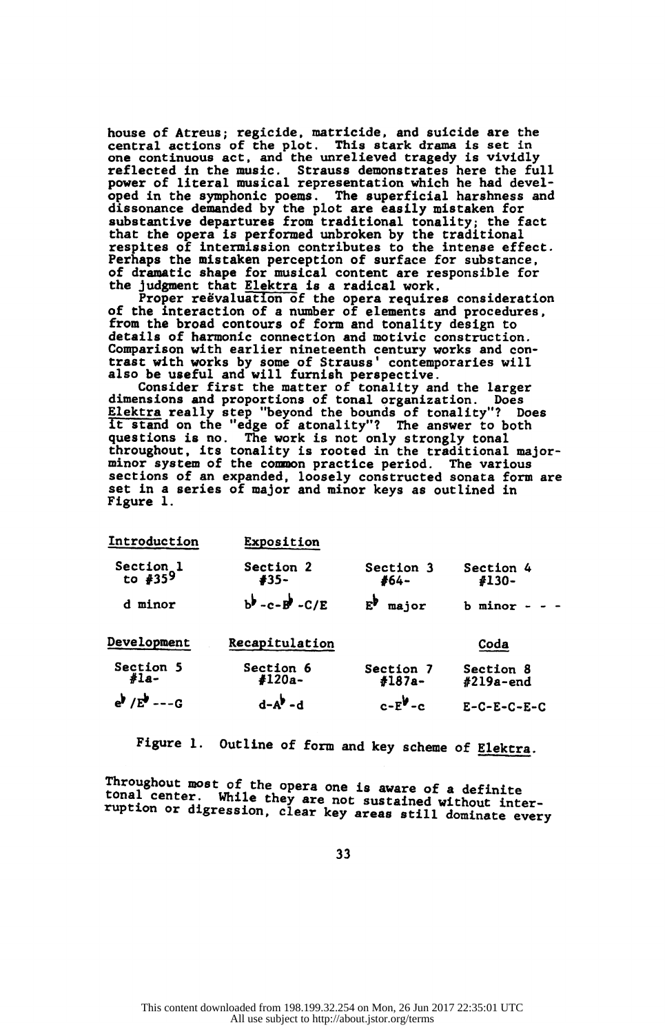house of Atreus; regicide, matricide, and suicide are the central actions of the plot. This stark drama is set in one continuous act, and the unrelieved tragedy is vividly reflected in the music. Strauss demonstrates here the full power of literal musical representation which he had developed in the symphonic poems. The superficial harshness and dissonance demanded by the plot are easily mistaken for substantive departures from traditional tonality; the fact that the opera is performed unbroken by the traditional respites of intermission contributes to the intense effect. Perhaps the mistaken perception of surface for substance, of dramatic shape for musical content are responsible for the judgment that _Elektra_ is a radical work.

Proper reëvaluation of the opera requires consideration of the interaction of a number of elements and procedures, from the broad contours of form and tonality design to details of harmonic connection and motivic construction. Comparison with earlier nineteenth century works and contrast with works by some of Strauss' contemporaries will also be useful and will furnish perspective.

Consider first the matter of tonality and the larger dimensions and proportions of tonal organization. Does _Elektra_ really step "beyond the bounds of tonality"? Does it stand on the "edge of atonality"? The answer to both questions is no. The work is not only strongly tonal throughout, its tonality is rooted in the traditional major-minor system of the common practice period. The various sections of an expanded, loosely constructed sonata form are set in a series of major and minor keys as outlined in Figure 1.

| Introduction | Exposition | | |
|---|---|---|---|
| Section 1 to #35[9] | Section 2 #35- | Section 3 #64- | Section 4 #130- |
| d minor | b♭-c-B♭-C/E | E♭ major | b minor - - - |
| **Development** | **Recapitulation** | | **Coda** |
| Section 5 #1a- | Section 6 #120a- | Section 7 #187a- | Section 8 #219a-end |
| e♭/E♭---G | d-A♭-d | c-E♭-c | E-C-E-C-E-C |

Figure 1. Outline of form and key scheme of _Elektra_.

Throughout most of the opera one is aware of a definite tonal center. While they are not sustained without interruption or digression, clear key areas still dominate every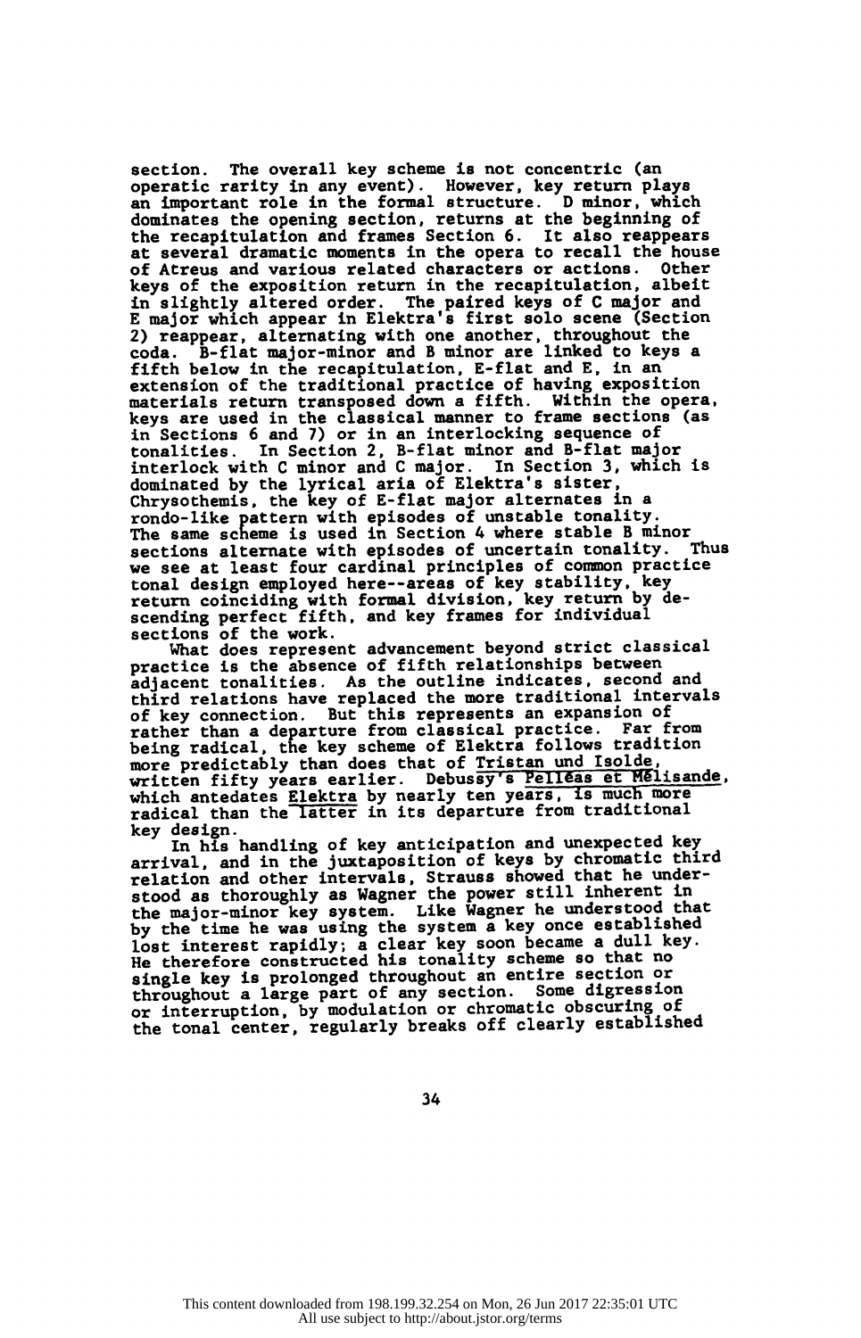section. The overall key scheme is not concentric (an operatic rarity in any event). However, key return plays an important role in the formal structure. D minor, which dominates the opening section, returns at the beginning of the recapitulation and frames Section 6. It also reappears at several dramatic moments in the opera to recall the house of Atreus and various related characters or actions. Other keys of the exposition return in the recapitulation, albeit in slightly altered order. The paired keys of C major and E major which appear in Elektra's first solo scene (Section 2) reappear, alternating with one another, throughout the coda. B-flat major-minor and B minor are linked to keys a fifth below in the recapitulation, E-flat and E, in an extension of the traditional practice of having exposition materials return transposed down a fifth. Within the opera, keys are used in the classical manner to frame sections (as in Sections 6 and 7) or in an interlocking sequence of tonalities. In Section 2, B-flat minor and B-flat major interlock with C minor and C major. In Section 3, which is dominated by the lyrical aria of Elektra's sister, Chrysothemis, the key of E-flat major alternates in a rondo-like pattern with episodes of unstable tonality. The same scheme is used in Section 4 where stable B minor sections alternate with episodes of uncertain tonality. Thus we see at least four cardinal principles of common practice tonal design employed here--areas of key stability, key return coinciding with formal division, key return by descending perfect fifth, and key frames for individual sections of the work.

What does represent advancement beyond strict classical practice is the absence of fifth relationships between adjacent tonalities. As the outline indicates, second and third relations have replaced the more traditional intervals of key connection. But this represents an expansion of rather than a departure from classical practice. Far from being radical, the key scheme of Elektra follows tradition more predictably than does that of Tristan und Isolde, written fifty years earlier. Debussy's Pelléas et Mélisande, which antedates Elektra by nearly ten years, is much more radical than the latter in its departure from traditional key design.

In his handling of key anticipation and unexpected key arrival, and in the juxtaposition of keys by chromatic third relation and other intervals, Strauss showed that he understood as thoroughly as Wagner the power still inherent in the major-minor key system. Like Wagner he understood that by the time he was using the system a key once established lost interest rapidly; a clear key soon became a dull key. He therefore constructed his tonality scheme so that no single key is prolonged throughout an entire section or throughout a large part of any section. Some digression or interruption, by modulation or chromatic obscuring of the tonal center, regularly breaks off clearly established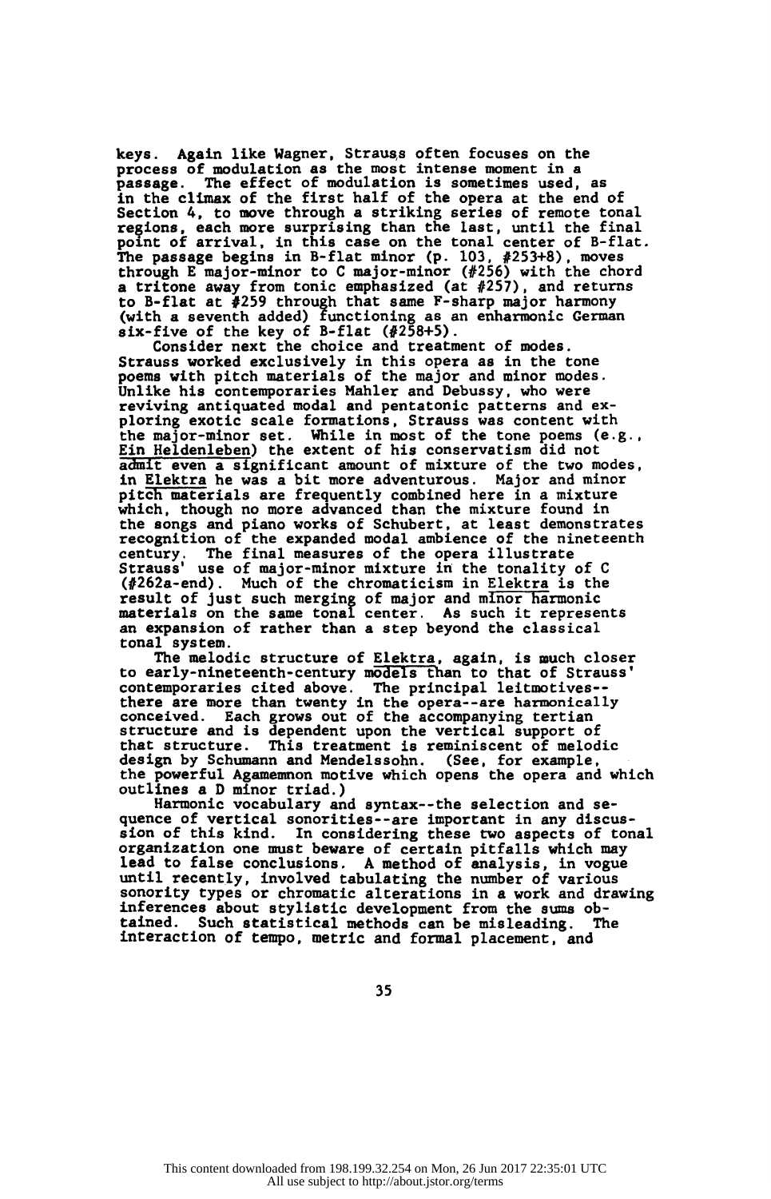keys. Again like Wagner, Strauss often focuses on the process of modulation as the most intense moment in a passage. The effect of modulation is sometimes used, as in the climax of the first half of the opera at the end of Section 4, to move through a striking series of remote tonal regions, each more surprising than the last, until the final point of arrival, in this case on the tonal center of B-flat. The passage begins in B-flat minor (p. 103, #253+8), moves through E major-minor to C major-minor (#256) with the chord a tritone away from tonic emphasized (at #257), and returns to B-flat at #259 through that same F-sharp major harmony (with a seventh added) functioning as an enharmonic German six-five of the key of B-flat (#258+5).

Consider next the choice and treatment of modes. Strauss worked exclusively in this opera as in the tone poems with pitch materials of the major and minor modes. Unlike his contemporaries Mahler and Debussy, who were reviving antiquated modal and pentatonic patterns and exploring exotic scale formations, Strauss was content with the major-minor set. While in most of the tone poems (e.g., Ein Heldenleben) the extent of his conservatism did not admit even a significant amount of mixture of the two modes, in Elektra he was a bit more adventurous. Major and minor pitch materials are frequently combined here in a mixture which, though no more advanced than the mixture found in the songs and piano works of Schubert, at least demonstrates recognition of the expanded modal ambience of the nineteenth century. The final measures of the opera illustrate Strauss' use of major-minor mixture in the tonality of C (#262a-end). Much of the chromaticism in Elektra is the result of just such merging of major and minor harmonic materials on the same tonal center. As such it represents an expansion of rather than a step beyond the classical tonal system.

The melodic structure of Elektra, again, is much closer to early-nineteenth-century models than to that of Strauss' contemporaries cited above. The principal leitmotives--there are more than twenty in the opera--are harmonically conceived. Each grows out of the accompanying tertian structure and is dependent upon the vertical support of that structure. This treatment is reminiscent of melodic design by Schumann and Mendelssohn. (See, for example, the powerful Agamemnon motive which opens the opera and which outlines a D minor triad.)

Harmonic vocabulary and syntax--the selection and sequence of vertical sonorities--are important in any discussion of this kind. In considering these two aspects of tonal organization one must beware of certain pitfalls which may lead to false conclusions. A method of analysis, in vogue until recently, involved tabulating the number of various sonority types or chromatic alterations in a work and drawing inferences about stylistic development from the sums obtained. Such statistical methods can be misleading. The interaction of tempo, metric and formal placement, and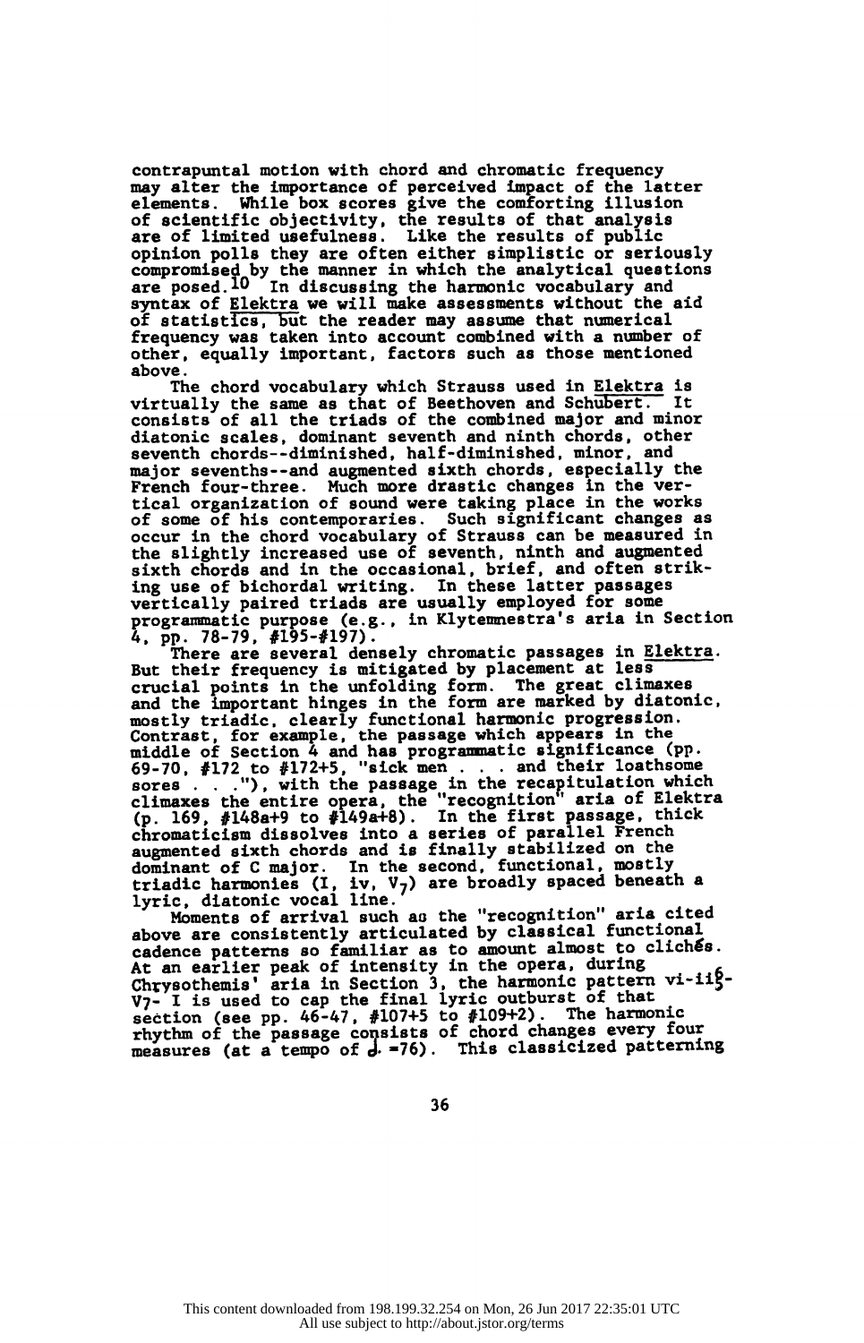contrapuntal motion with chord and chromatic frequency may alter the importance of perceived impact of the latter elements. While box scores give the comforting illusion of scientific objectivity, the results of that analysis are of limited usefulness. Like the results of public opinion polls they are often either simplistic or seriously compromised by the manner in which the analytical questions are posed.[10] In discussing the harmonic vocabulary and syntax of Elektra we will make assessments without the aid of statistics, but the reader may assume that numerical frequency was taken into account combined with a number of other, equally important, factors such as those mentioned above.

The chord vocabulary which Strauss used in Elektra is virtually the same as that of Beethoven and Schubert. It consists of all the triads of the combined major and minor diatonic scales, dominant seventh and ninth chords, other seventh chords--diminished, half-diminished, minor, and major sevenths--and augmented sixth chords, especially the French four-three. Much more drastic changes in the vertical organization of sound were taking place in the works of some of his contemporaries. Such significant changes as occur in the chord vocabulary of Strauss can be measured in the slightly increased use of seventh, ninth and augmented sixth chords and in the occasional, brief, and often striking use of bichordal writing. In these latter passages vertically paired triads are usually employed for some programmatic purpose (e.g., in Klytemnestra's aria in Section 4, pp. 78-79, #195-#197).

There are several densely chromatic passages in Elektra. But their frequency is mitigated by placement at less crucial points in the unfolding form. The great climaxes and the important hinges in the form are marked by diatonic, mostly triadic, clearly functional harmonic progression. Contrast, for example, the passage which appears in the middle of Section 4 and has programmatic significance (pp. 69-70, #172 to #172+5, "sick men . . . and their loathsome sores . . ."), with the passage in the recapitulation which climaxes the entire opera, the "recognition" aria of Elektra (p. 169, #148a+9 to #149a+8). In the first passage, thick chromaticism dissolves into a series of parallel French augmented sixth chords and is finally stabilized on the dominant of C major. In the second, functional, mostly triadic harmonies (I, iv, $V_7$) are broadly spaced beneath a lyric, diatonic vocal line.

Moments of arrival such as the "recognition" aria cited above are consistently articulated by classical functional cadence patterns so familiar as to amount almost to clichés. At an earlier peak of intensity in the opera, during Chrysothemis' aria in Section 3, the harmonic pattern vi-ii$^6_5$-$V_7$- I is used to cap the final lyric outburst of that section (see pp. 46-47, #107+5 to #109+2). The harmonic rhythm of the passage consists of chord changes every four measures (at a tempo of ♩. =76). This classicized patterning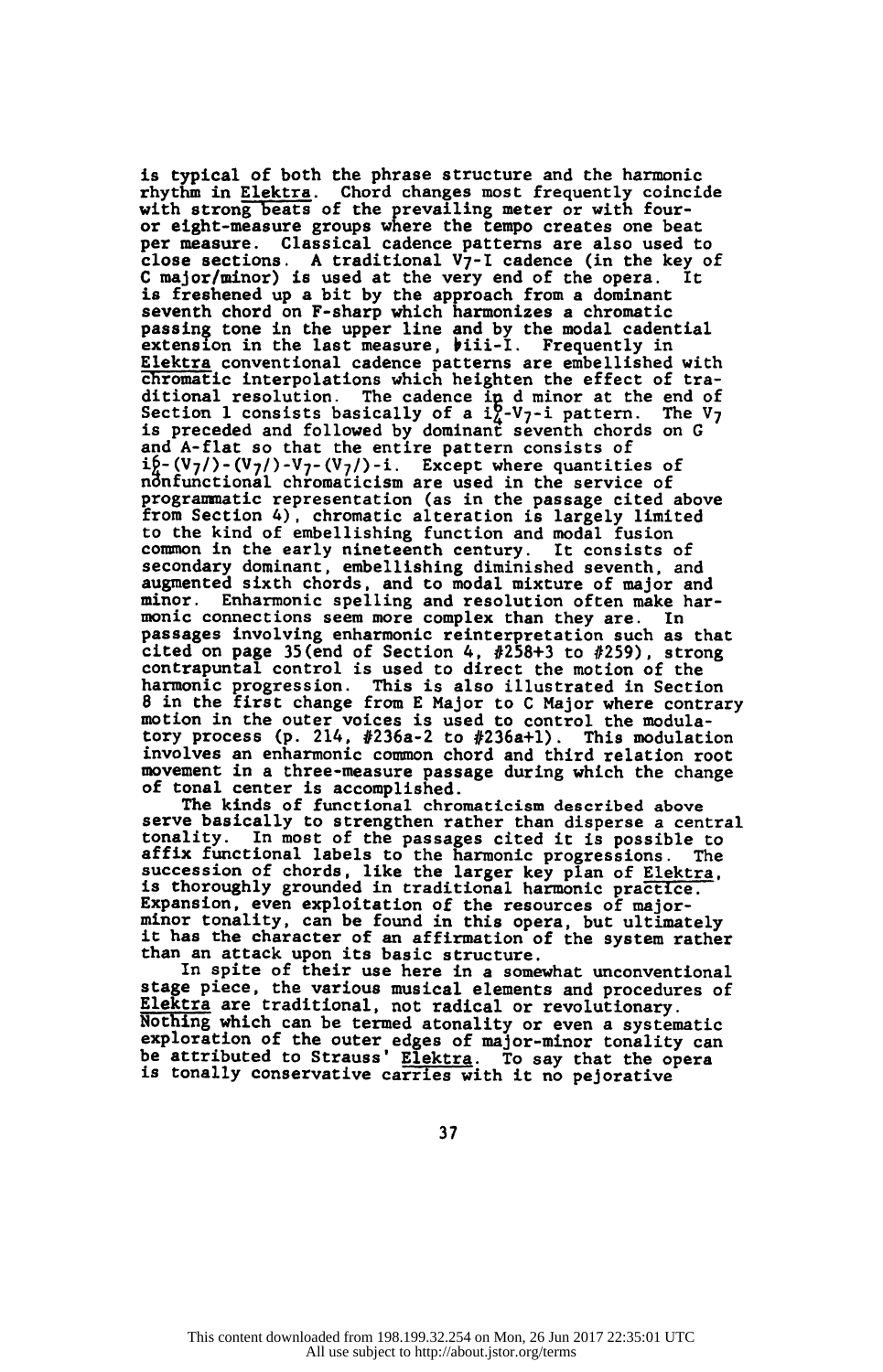is typical of both the phrase structure and the harmonic rhythm in _Elektra_. Chord changes most frequently coincide with strong beats of the prevailing meter or with four- or eight-measure groups where the tempo creates one beat per measure. Classical cadence patterns are also used to close sections. A traditional $V_7$-I cadence (in the key of C major/minor) is used at the very end of the opera. It is freshened up a bit by the approach from a dominant seventh chord on F-sharp which harmonizes a chromatic passing tone in the upper line and by the modal cadential extension in the last measure, ♭iii-I. Frequently in _Elektra_ conventional cadence patterns are embellished with chromatic interpolations which heighten the effect of traditional resolution. The cadence in d minor at the end of Section 1 consists basically of a $i^6_4$-$V_7$-i pattern. The $V_7$ is preceded and followed by dominant seventh chords on G and A-flat so that the entire pattern consists of $i^6_4$-($V_7$/)-($V_7$/)-$V_7$-($V_7$/)-i. Except where quantities of nonfunctional chromaticism are used in the service of programmatic representation (as in the passage cited above from Section 4), chromatic alteration is largely limited to the kind of embellishing function and modal fusion common in the early nineteenth century. It consists of secondary dominant, embellishing diminished seventh, and augmented sixth chords, and to modal mixture of major and minor. Enharmonic spelling and resolution often make harmonic connections seem more complex than they are. In passages involving enharmonic reinterpretation such as that cited on page 35 (end of Section 4, #258+3 to #259), strong contrapuntal control is used to direct the motion of the harmonic progression. This is also illustrated in Section 8 in the first change from E Major to C Major where contrary motion in the outer voices is used to control the modulatory process (p. 214, #236a-2 to #236a+1). This modulation involves an enharmonic common chord and third relation root movement in a three-measure passage during which the change of tonal center is accomplished.

The kinds of functional chromaticism described above serve basically to strengthen rather than disperse a central tonality. In most of the passages cited it is possible to affix functional labels to the harmonic progressions. The succession of chords, like the larger key plan of _Elektra_, is thoroughly grounded in traditional harmonic practice. Expansion, even exploitation of the resources of major-minor tonality, can be found in this opera, but ultimately it has the character of an affirmation of the system rather than an attack upon its basic structure.

In spite of their use here in a somewhat unconventional stage piece, the various musical elements and procedures of _Elektra_ are traditional, not radical or revolutionary. Nothing which can be termed atonality or even a systematic exploration of the outer edges of major-minor tonality can be attributed to Strauss' _Elektra_. To say that the opera is tonally conservative carries with it no pejorative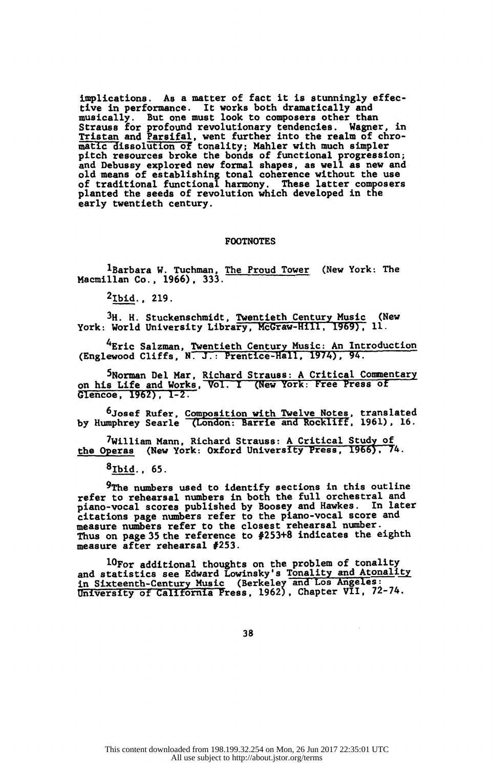implications. As a matter of fact it is stunningly effective in performance. It works both dramatically and musically. But one must look to composers other than Strauss for profound revolutionary tendencies. Wagner, in Tristan and Parsifal, went further into the realm of chromatic dissolution of tonality; Mahler with much simpler pitch resources broke the bonds of functional progression; and Debussy explored new formal shapes, as well as new and old means of establishing tonal coherence without the use of traditional functional harmony. These latter composers planted the seeds of revolution which developed in the early twentieth century.

## FOOTNOTES

[1]Barbara W. Tuchman, The Proud Tower (New York: The Macmillan Co., 1966), 333.

[2]Ibid., 219.

[3]H. H. Stuckenschmidt, Twentieth Century Music (New York: World University Library, McGraw-Hill, 1969), 11.

[4]Eric Salzman, Twentieth Century Music: An Introduction (Englewood Cliffs, N. J.: Prentice-Hall, 1974), 94.

[5]Norman Del Mar, Richard Strauss: A Critical Commentary on his Life and Works, Vol. I (New York: Free Press of Glencoe, 1962), 1-2.

[6]Josef Rufer, Composition with Twelve Notes, translated by Humphrey Searle (London: Barrie and Rockliff, 1961), 16.

[7]William Mann, Richard Strauss: A Critical Study of the Operas (New York: Oxford University Press, 1966), 74.

[8]Ibid., 65.

[9]The numbers used to identify sections in this outline refer to rehearsal numbers in both the full orchestral and piano-vocal scores published by Boosey and Hawkes. In later citations page numbers refer to the piano-vocal score and measure numbers refer to the closest rehearsal number. Thus on page 35 the reference to #253+8 indicates the eighth measure after rehearsal #253.

[10]For additional thoughts on the problem of tonality and statistics see Edward Lowinsky's Tonality and Atonality in Sixteenth-Century Music (Berkeley and Los Angeles: University of California Press, 1962), Chapter VII, 72-74.